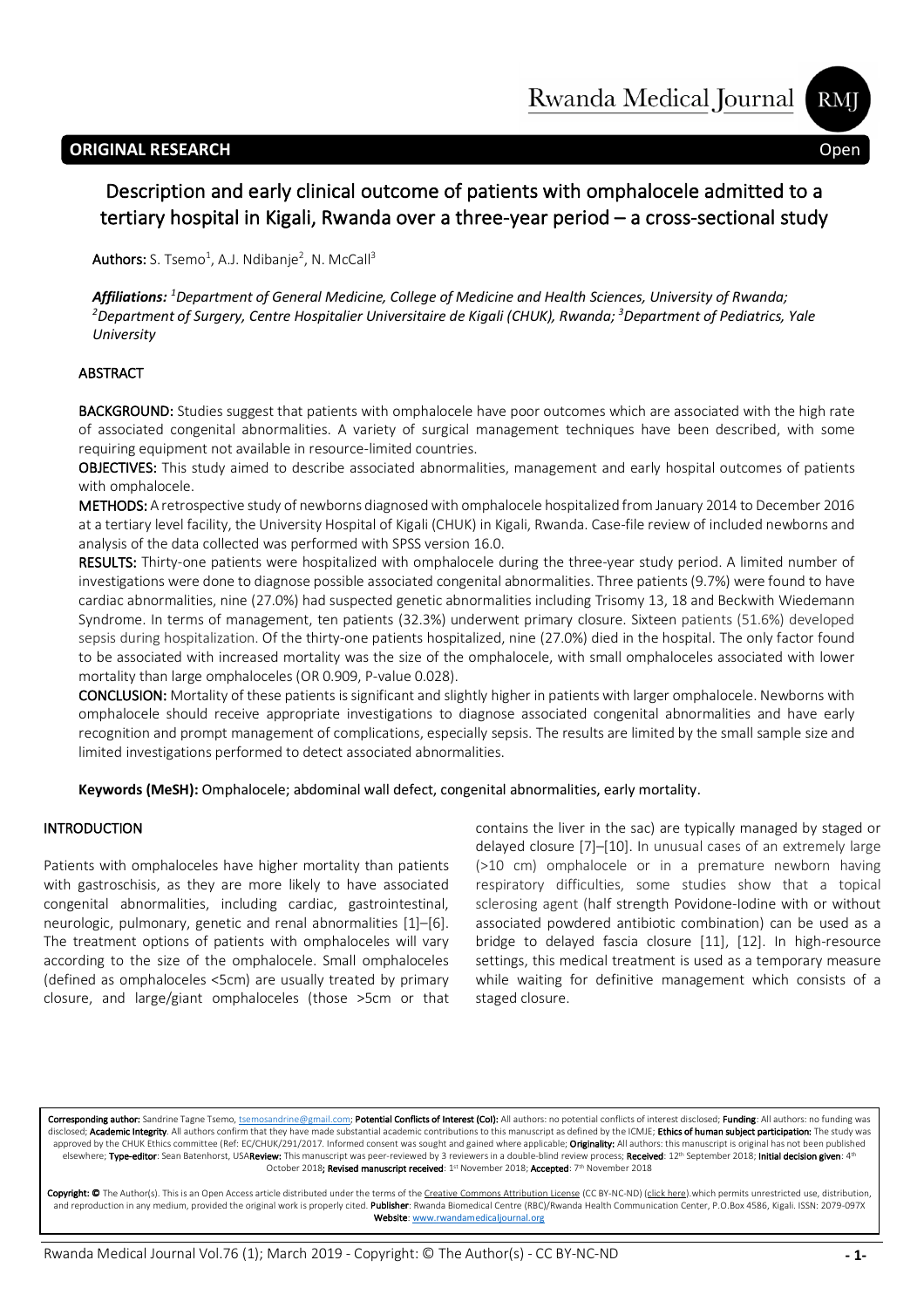**ORIGINAL RESEARCH** Open

# Description and early clinical outcome of patients with omphalocele admitted to a tertiary hospital in Kigali, Rwanda over a three-year period – a cross-sectional study

**Authors:** S. Tsemo[1], A.J. Ndibanje[2], N. McCall[3]

***Affiliations:*** *[1]Department of General Medicine, College of Medicine and Health Sciences, University of Rwanda; [2]Department of Surgery, Centre Hospitalier Universitaire de Kigali (CHUK), Rwanda; [3]Department of Pediatrics, Yale University*

## ABSTRACT

**BACKGROUND:** Studies suggest that patients with omphalocele have poor outcomes which are associated with the high rate of associated congenital abnormalities. A variety of surgical management techniques have been described, with some requiring equipment not available in resource-limited countries.

**OBJECTIVES:** This study aimed to describe associated abnormalities, management and early hospital outcomes of patients with omphalocele.

**METHODS:** A retrospective study of newborns diagnosed with omphalocele hospitalized from January 2014 to December 2016 at a tertiary level facility, the University Hospital of Kigali (CHUK) in Kigali, Rwanda. Case-file review of included newborns and analysis of the data collected was performed with SPSS version 16.0.

**RESULTS:** Thirty-one patients were hospitalized with omphalocele during the three-year study period. A limited number of investigations were done to diagnose possible associated congenital abnormalities. Three patients (9.7%) were found to have cardiac abnormalities, nine (27.0%) had suspected genetic abnormalities including Trisomy 13, 18 and Beckwith Wiedemann Syndrome. In terms of management, ten patients (32.3%) underwent primary closure. Sixteen patients (51.6%) developed sepsis during hospitalization. Of the thirty-one patients hospitalized, nine (27.0%) died in the hospital. The only factor found to be associated with increased mortality was the size of the omphalocele, with small omphaloceles associated with lower mortality than large omphaloceles (OR 0.909, P-value 0.028).

**CONCLUSION:** Mortality of these patients is significant and slightly higher in patients with larger omphalocele. Newborns with omphalocele should receive appropriate investigations to diagnose associated congenital abnormalities and have early recognition and prompt management of complications, especially sepsis. The results are limited by the small sample size and limited investigations performed to detect associated abnormalities.

**Keywords (MeSH):** Omphalocele; abdominal wall defect, congenital abnormalities, early mortality.

## INTRODUCTION

Patients with omphaloceles have higher mortality than patients with gastroschisis, as they are more likely to have associated congenital abnormalities, including cardiac, gastrointestinal, neurologic, pulmonary, genetic and renal abnormalities [1]–[6]. The treatment options of patients with omphaloceles will vary according to the size of the omphalocele. Small omphaloceles (defined as omphaloceles <5cm) are usually treated by primary closure, and large/giant omphaloceles (those >5cm or that contains the liver in the sac) are typically managed by staged or delayed closure [7]–[10]. In unusual cases of an extremely large (>10 cm) omphalocele or in a premature newborn having respiratory difficulties, some studies show that a topical sclerosing agent (half strength Povidone-Iodine with or without associated powdered antibiotic combination) can be used as a bridge to delayed fascia closure [11], [12]. In high-resource settings, this medical treatment is used as a temporary measure while waiting for definitive management which consists of a staged closure.

**Corresponding author:** Sandrine Tagne Tsemo, tsemosandrine@gmail.com; **Potential Conflicts of Interest (CoI):** All authors: no potential conflicts of interest disclosed; **Funding**: All authors: no funding was disclosed; **Academic Integrity**. All authors confirm that they have made substantial academic contributions to this manuscript as defined by the ICMJE; **Ethics of human subject participation:** The study was approved by the CHUK Ethics committee (Ref: EC/CHUK/291/2017. Informed consent was sought and gained where applicable; **Originality:** All authors: this manuscript is original has not been published elsewhere; **Type-editor**: Sean Batenhorst, USA **Review:** This manuscript was peer-reviewed by 3 reviewers in a double-blind review process; **Received**: 12th September 2018; **Initial decision given**: 4th October 2018; **Revised manuscript received**: 1st November 2018; **Accepted**: 7th November 2018

**Copyright: ©** The Author(s). This is an Open Access article distributed under the terms of the Creative Commons Attribution License (CC BY-NC-ND) (click here).which permits unrestricted use, distribution, and reproduction in any medium, provided the original work is properly cited. **Publisher**: Rwanda Biomedical Centre (RBC)/Rwanda Health Communication Center, P.O.Box 4586, Kigali. ISSN: 2079-097X **Website**: www.rwandamedicaljournal.org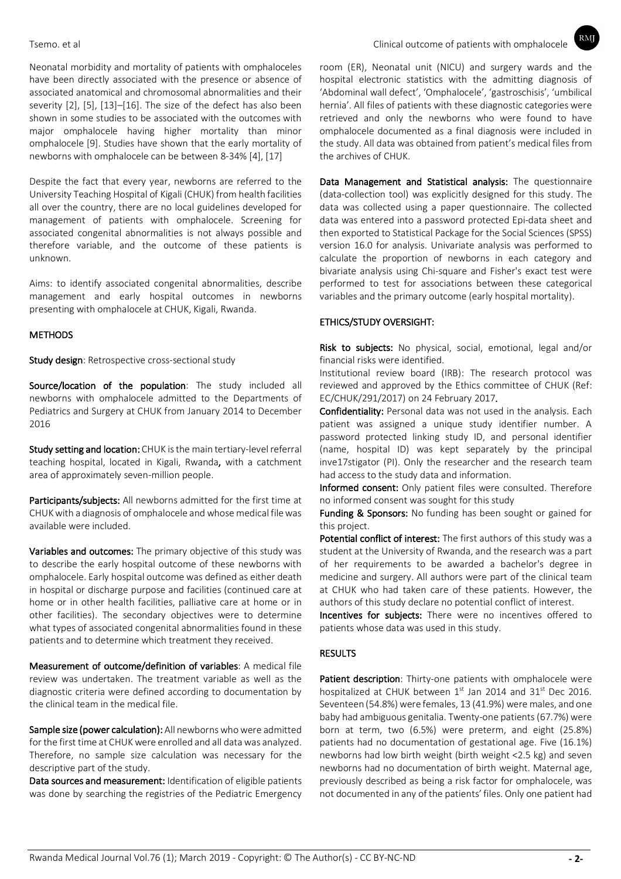Neonatal morbidity and mortality of patients with omphaloceles have been directly associated with the presence or absence of associated anatomical and chromosomal abnormalities and their severity [2], [5], [13]–[16]. The size of the defect has also been shown in some studies to be associated with the outcomes with major omphalocele having higher mortality than minor omphalocele [9]. Studies have shown that the early mortality of newborns with omphalocele can be between 8-34% [4], [17]

Despite the fact that every year, newborns are referred to the University Teaching Hospital of Kigali (CHUK) from health facilities all over the country, there are no local guidelines developed for management of patients with omphalocele. Screening for associated congenital abnormalities is not always possible and therefore variable, and the outcome of these patients is unknown.

Aims: to identify associated congenital abnormalities, describe management and early hospital outcomes in newborns presenting with omphalocele at CHUK, Kigali, Rwanda.

## METHODS

**Study design**: Retrospective cross-sectional study

**Source/location of the population**: The study included all newborns with omphalocele admitted to the Departments of Pediatrics and Surgery at CHUK from January 2014 to December 2016

**Study setting and location:** CHUK is the main tertiary-level referral teaching hospital, located in Kigali, Rwanda**,** with a catchment area of approximately seven-million people.

**Participants/subjects:** All newborns admitted for the first time at CHUK with a diagnosis of omphalocele and whose medical file was available were included.

**Variables and outcomes:** The primary objective of this study was to describe the early hospital outcome of these newborns with omphalocele. Early hospital outcome was defined as either death in hospital or discharge purpose and facilities (continued care at home or in other health facilities, palliative care at home or in other facilities). The secondary objectives were to determine what types of associated congenital abnormalities found in these patients and to determine which treatment they received.

**Measurement of outcome/definition of variables**: A medical file review was undertaken. The treatment variable as well as the diagnostic criteria were defined according to documentation by the clinical team in the medical file.

**Sample size (power calculation):** All newborns who were admitted for the first time at CHUK were enrolled and all data was analyzed. Therefore, no sample size calculation was necessary for the descriptive part of the study.

**Data sources and measurement:** Identification of eligible patients was done by searching the registries of the Pediatric Emergency room (ER), Neonatal unit (NICU) and surgery wards and the hospital electronic statistics with the admitting diagnosis of 'Abdominal wall defect', 'Omphalocele', 'gastroschisis', 'umbilical hernia'. All files of patients with these diagnostic categories were retrieved and only the newborns who were found to have omphalocele documented as a final diagnosis were included in the study. All data was obtained from patient's medical files from the archives of CHUK.

**Data Management and Statistical analysis:** The questionnaire (data-collection tool) was explicitly designed for this study. The data was collected using a paper questionnaire. The collected data was entered into a password protected Epi-data sheet and then exported to Statistical Package for the Social Sciences (SPSS) version 16.0 for analysis. Univariate analysis was performed to calculate the proportion of newborns in each category and bivariate analysis using Chi-square and Fisher's exact test were performed to test for associations between these categorical variables and the primary outcome (early hospital mortality).

## ETHICS/STUDY OVERSIGHT:

**Risk to subjects:** No physical, social, emotional, legal and/or financial risks were identified.

Institutional review board (IRB): The research protocol was reviewed and approved by the Ethics committee of CHUK (Ref: EC/CHUK/291/2017) on 24 February 2017**.**

**Confidentiality:** Personal data was not used in the analysis. Each patient was assigned a unique study identifier number. A password protected linking study ID, and personal identifier (name, hospital ID) was kept separately by the principal inve17stigator (PI). Only the researcher and the research team had access to the study data and information.

**Informed consent:** Only patient files were consulted. Therefore no informed consent was sought for this study

**Funding & Sponsors:** No funding has been sought or gained for this project.

**Potential conflict of interest:** The first authors of this study was a student at the University of Rwanda, and the research was a part of her requirements to be awarded a bachelor's degree in medicine and surgery. All authors were part of the clinical team at CHUK who had taken care of these patients. However, the authors of this study declare no potential conflict of interest.

**Incentives for subjects:** There were no incentives offered to patients whose data was used in this study.

## RESULTS

**Patient description**: Thirty-one patients with omphalocele were hospitalized at CHUK between 1st Jan 2014 and 31st Dec 2016. Seventeen (54.8%) were females, 13 (41.9%) were males, and one baby had ambiguous genitalia. Twenty-one patients (67.7%) were born at term, two (6.5%) were preterm, and eight (25.8%) patients had no documentation of gestational age. Five (16.1%) newborns had low birth weight (birth weight <2.5 kg) and seven newborns had no documentation of birth weight. Maternal age, previously described as being a risk factor for omphalocele, was not documented in any of the patients' files. Only one patient had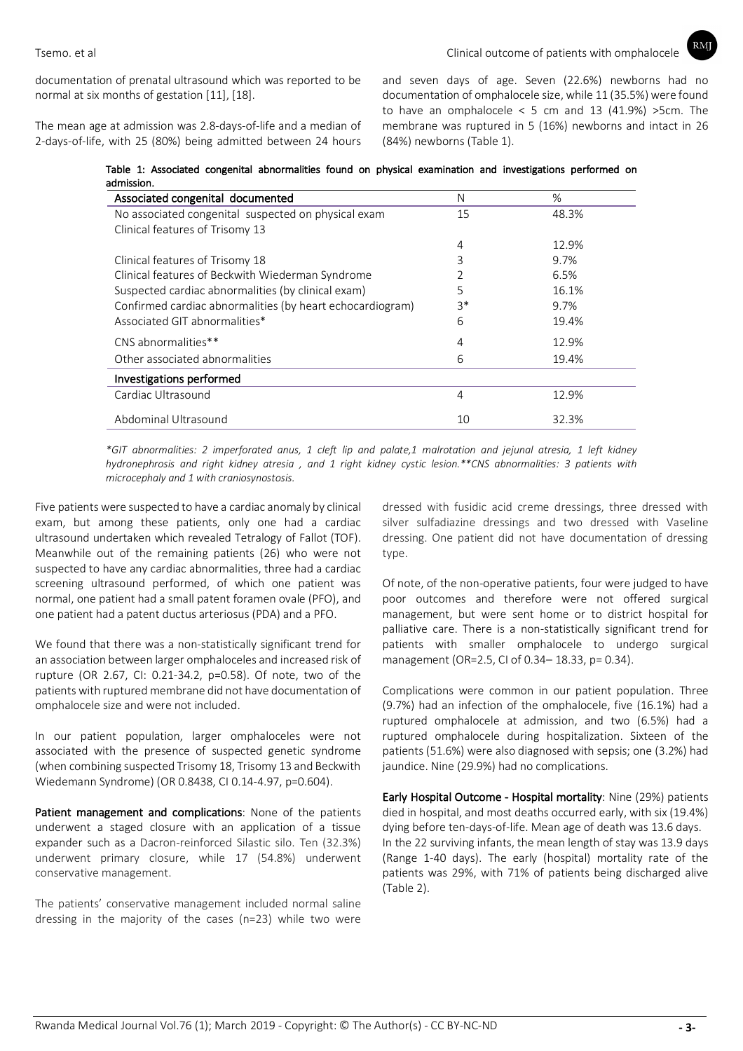documentation of prenatal ultrasound which was reported to be normal at six months of gestation [11], [18].

The mean age at admission was 2.8-days-of-life and a median of 2-days-of-life, with 25 (80%) being admitted between 24 hours and seven days of age. Seven (22.6%) newborns had no documentation of omphalocele size, while 11 (35.5%) were found to have an omphalocele < 5 cm and 13 (41.9%) >5cm. The membrane was ruptured in 5 (16%) newborns and intact in 26 (84%) newborns (Table 1).

**Table 1: Associated congenital abnormalities found on physical examination and investigations performed on admission.**

| Associated congenital documented | N | % |
|---|---|---|
| No associated congenital suspected on physical exam | 15 | 48.3% |
| Clinical features of Trisomy 13 | 4 | 12.9% |
| Clinical features of Trisomy 18 | 3 | 9.7% |
| Clinical features of Beckwith Wiederman Syndrome | 2 | 6.5% |
| Suspected cardiac abnormalities (by clinical exam) | 5 | 16.1% |
| Confirmed cardiac abnormalities (by heart echocardiogram) | 3* | 9.7% |
| Associated GIT abnormalities* | 6 | 19.4% |
| CNS abnormalities** | 4 | 12.9% |
| Other associated abnormalities | 6 | 19.4% |
| **Investigations performed** | | |
| Cardiac Ultrasound | 4 | 12.9% |
| Abdominal Ultrasound | 10 | 32.3% |

*\*GIT abnormalities: 2 imperforated anus, 1 cleft lip and palate,1 malrotation and jejunal atresia, 1 left kidney hydronephrosis and right kidney atresia , and 1 right kidney cystic lesion.\*\*CNS abnormalities: 3 patients with microcephaly and 1 with craniosynostosis.*

Five patients were suspected to have a cardiac anomaly by clinical exam, but among these patients, only one had a cardiac ultrasound undertaken which revealed Tetralogy of Fallot (TOF). Meanwhile out of the remaining patients (26) who were not suspected to have any cardiac abnormalities, three had a cardiac screening ultrasound performed, of which one patient was normal, one patient had a small patent foramen ovale (PFO), and one patient had a patent ductus arteriosus (PDA) and a PFO.

We found that there was a non-statistically significant trend for an association between larger omphaloceles and increased risk of rupture (OR 2.67, CI: 0.21-34.2, p=0.58). Of note, two of the patients with ruptured membrane did not have documentation of omphalocele size and were not included.

In our patient population, larger omphaloceles were not associated with the presence of suspected genetic syndrome (when combining suspected Trisomy 18, Trisomy 13 and Beckwith Wiedemann Syndrome) (OR 0.8438, CI 0.14-4.97, p=0.604).

**Patient management and complications**: None of the patients underwent a staged closure with an application of a tissue expander such as a Dacron-reinforced Silastic silo. Ten (32.3%) underwent primary closure, while 17 (54.8%) underwent conservative management.

The patients' conservative management included normal saline dressing in the majority of the cases (n=23) while two were dressed with fusidic acid creme dressings, three dressed with silver sulfadiazine dressings and two dressed with Vaseline dressing. One patient did not have documentation of dressing type.

Of note, of the non-operative patients, four were judged to have poor outcomes and therefore were not offered surgical management, but were sent home or to district hospital for palliative care. There is a non-statistically significant trend for patients with smaller omphalocele to undergo surgical management (OR=2.5, CI of 0.34– 18.33, p= 0.34).

Complications were common in our patient population. Three (9.7%) had an infection of the omphalocele, five (16.1%) had a ruptured omphalocele at admission, and two (6.5%) had a ruptured omphalocele during hospitalization. Sixteen of the patients (51.6%) were also diagnosed with sepsis; one (3.2%) had jaundice. Nine (29.9%) had no complications.

**Early Hospital Outcome - Hospital mortality**: Nine (29%) patients died in hospital, and most deaths occurred early, with six (19.4%) dying before ten-days-of-life. Mean age of death was 13.6 days. In the 22 surviving infants, the mean length of stay was 13.9 days (Range 1-40 days). The early (hospital) mortality rate of the patients was 29%, with 71% of patients being discharged alive (Table 2).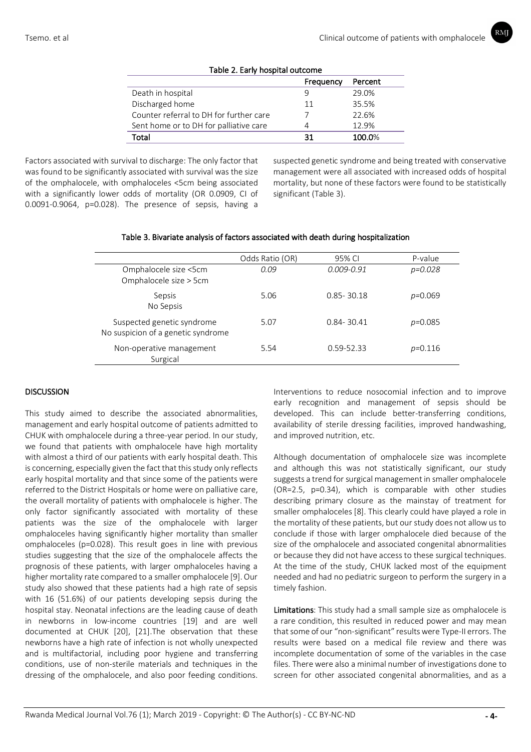Table 2. Early hospital outcome

| | Frequency | Percent |
|---|---|---|
| Death in hospital | 9 | 29.0% |
| Discharged home | 11 | 35.5% |
| Counter referral to DH for further care | 7 | 22.6% |
| Sent home or to DH for palliative care | 4 | 12.9% |
| **Total** | **31** | **100.0%** |

Factors associated with survival to discharge: The only factor that was found to be significantly associated with survival was the size of the omphalocele, with omphaloceles <5cm being associated with a significantly lower odds of mortality (OR 0.0909, CI of 0.0091-0.9064, p=0.028). The presence of sepsis, having a suspected genetic syndrome and being treated with conservative management were all associated with increased odds of hospital mortality, but none of these factors were found to be statistically significant (Table 3).

Table 3. Bivariate analysis of factors associated with death during hospitalization

| | Odds Ratio (OR) | 95% CI | P-value |
|---|---|---|---|
| Omphalocele size <5cm<br>Omphalocele size > 5cm | *0.09* | *0.009-0.91* | *p=0.028* |
| Sepsis<br>No Sepsis | 5.06 | 0.85- 30.18 | *p*=0.069 |
| Suspected genetic syndrome<br>No suspicion of a genetic syndrome | 5.07 | 0.84- 30.41 | *p*=0.085 |
| Non-operative management<br>Surgical | 5.54 | 0.59-52.33 | *p*=0.116 |

## DISCUSSION

This study aimed to describe the associated abnormalities, management and early hospital outcome of patients admitted to CHUK with omphalocele during a three-year period. In our study, we found that patients with omphalocele have high mortality with almost a third of our patients with early hospital death. This is concerning, especially given the fact that this study only reflects early hospital mortality and that since some of the patients were referred to the District Hospitals or home were on palliative care, the overall mortality of patients with omphalocele is higher. The only factor significantly associated with mortality of these patients was the size of the omphalocele with larger omphaloceles having significantly higher mortality than smaller omphaloceles (p=0.028). This result goes in line with previous studies suggesting that the size of the omphalocele affects the prognosis of these patients, with larger omphaloceles having a higher mortality rate compared to a smaller omphalocele [9]. Our study also showed that these patients had a high rate of sepsis with 16 (51.6%) of our patients developing sepsis during the hospital stay. Neonatal infections are the leading cause of death in newborns in low-income countries [19] and are well documented at CHUK [20], [21].The observation that these newborns have a high rate of infection is not wholly unexpected and is multifactorial, including poor hygiene and transferring conditions, use of non-sterile materials and techniques in the dressing of the omphalocele, and also poor feeding conditions. Interventions to reduce nosocomial infection and to improve early recognition and management of sepsis should be developed. This can include better-transferring conditions, availability of sterile dressing facilities, improved handwashing, and improved nutrition, etc.

Although documentation of omphalocele size was incomplete and although this was not statistically significant, our study suggests a trend for surgical management in smaller omphalocele (OR=2.5, p=0.34), which is comparable with other studies describing primary closure as the mainstay of treatment for smaller omphaloceles [8]. This clearly could have played a role in the mortality of these patients, but our study does not allow us to conclude if those with larger omphalocele died because of the size of the omphalocele and associated congenital abnormalities or because they did not have access to these surgical techniques. At the time of the study, CHUK lacked most of the equipment needed and had no pediatric surgeon to perform the surgery in a timely fashion.

**Limitations**: This study had a small sample size as omphalocele is a rare condition, this resulted in reduced power and may mean that some of our "non-significant" results were Type-II errors. The results were based on a medical file review and there was incomplete documentation of some of the variables in the case files. There were also a minimal number of investigations done to screen for other associated congenital abnormalities, and as a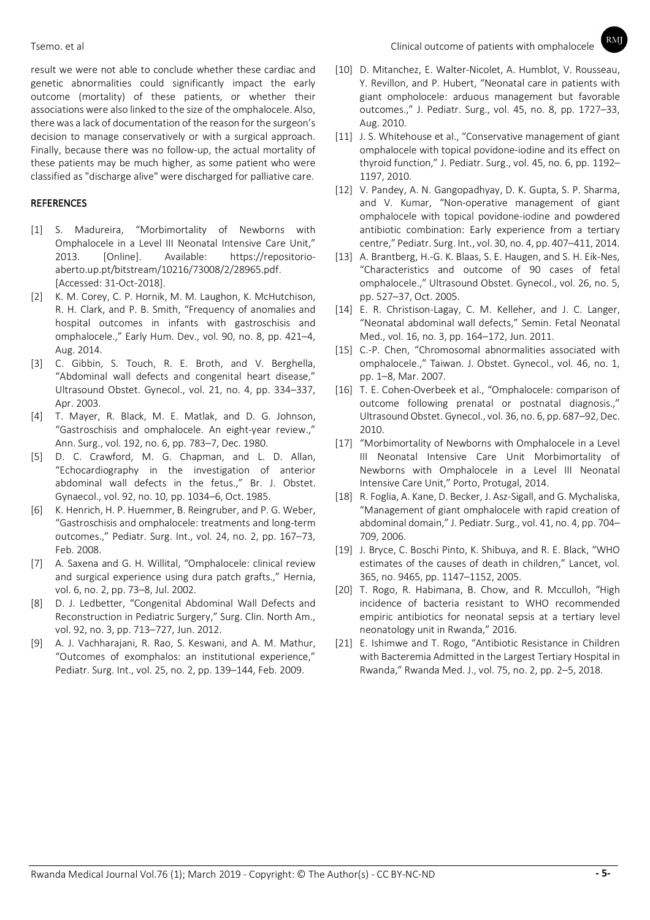result we were not able to conclude whether these cardiac and genetic abnormalities could significantly impact the early outcome (mortality) of these patients, or whether their associations were also linked to the size of the omphalocele. Also, there was a lack of documentation of the reason for the surgeon's decision to manage conservatively or with a surgical approach. Finally, because there was no follow-up, the actual mortality of these patients may be much higher, as some patient who were classified as "discharge alive" were discharged for palliative care.

## REFERENCES

[1] S. Madureira, "Morbimortality of Newborns with Omphalocele in a Level III Neonatal Intensive Care Unit," 2013. [Online]. Available: https://repositorio-aberto.up.pt/bitstream/10216/73008/2/28965.pdf. [Accessed: 31-Oct-2018].

[2] K. M. Corey, C. P. Hornik, M. M. Laughon, K. McHutchison, R. H. Clark, and P. B. Smith, "Frequency of anomalies and hospital outcomes in infants with gastroschisis and omphalocele.," Early Hum. Dev., vol. 90, no. 8, pp. 421–4, Aug. 2014.

[3] C. Gibbin, S. Touch, R. E. Broth, and V. Berghella, "Abdominal wall defects and congenital heart disease," Ultrasound Obstet. Gynecol., vol. 21, no. 4, pp. 334–337, Apr. 2003.

[4] T. Mayer, R. Black, M. E. Matlak, and D. G. Johnson, "Gastroschisis and omphalocele. An eight-year review.," Ann. Surg., vol. 192, no. 6, pp. 783–7, Dec. 1980.

[5] D. C. Crawford, M. G. Chapman, and L. D. Allan, "Echocardiography in the investigation of anterior abdominal wall defects in the fetus.," Br. J. Obstet. Gynaecol., vol. 92, no. 10, pp. 1034–6, Oct. 1985.

[6] K. Henrich, H. P. Huemmer, B. Reingruber, and P. G. Weber, "Gastroschisis and omphalocele: treatments and long-term outcomes.," Pediatr. Surg. Int., vol. 24, no. 2, pp. 167–73, Feb. 2008.

[7] A. Saxena and G. H. Willital, "Omphalocele: clinical review and surgical experience using dura patch grafts.," Hernia, vol. 6, no. 2, pp. 73–8, Jul. 2002.

[8] D. J. Ledbetter, "Congenital Abdominal Wall Defects and Reconstruction in Pediatric Surgery," Surg. Clin. North Am., vol. 92, no. 3, pp. 713–727, Jun. 2012.

[9] A. J. Vachharajani, R. Rao, S. Keswani, and A. M. Mathur, "Outcomes of exomphalos: an institutional experience," Pediatr. Surg. Int., vol. 25, no. 2, pp. 139–144, Feb. 2009.

[10] D. Mitanchez, E. Walter-Nicolet, A. Humblot, V. Rousseau, Y. Revillon, and P. Hubert, "Neonatal care in patients with giant ompholocele: arduous management but favorable outcomes.," J. Pediatr. Surg., vol. 45, no. 8, pp. 1727–33, Aug. 2010.

[11] J. S. Whitehouse et al., "Conservative management of giant omphalocele with topical povidone-iodine and its effect on thyroid function," J. Pediatr. Surg., vol. 45, no. 6, pp. 1192–1197, 2010.

[12] V. Pandey, A. N. Gangopadhyay, D. K. Gupta, S. P. Sharma, and V. Kumar, "Non-operative management of giant omphalocele with topical povidone-iodine and powdered antibiotic combination: Early experience from a tertiary centre," Pediatr. Surg. Int., vol. 30, no. 4, pp. 407–411, 2014.

[13] A. Brantberg, H.-G. K. Blaas, S. E. Haugen, and S. H. Eik-Nes, "Characteristics and outcome of 90 cases of fetal omphalocele.," Ultrasound Obstet. Gynecol., vol. 26, no. 5, pp. 527–37, Oct. 2005.

[14] E. R. Christison-Lagay, C. M. Kelleher, and J. C. Langer, "Neonatal abdominal wall defects," Semin. Fetal Neonatal Med., vol. 16, no. 3, pp. 164–172, Jun. 2011.

[15] C.-P. Chen, "Chromosomal abnormalities associated with omphalocele.," Taiwan. J. Obstet. Gynecol., vol. 46, no. 1, pp. 1–8, Mar. 2007.

[16] T. E. Cohen-Overbeek et al., "Omphalocele: comparison of outcome following prenatal or postnatal diagnosis.," Ultrasound Obstet. Gynecol., vol. 36, no. 6, pp. 687–92, Dec. 2010.

[17] "Morbimortality of Newborns with Omphalocele in a Level III Neonatal Intensive Care Unit Morbimortality of Newborns with Omphalocele in a Level III Neonatal Intensive Care Unit," Porto, Protugal, 2014.

[18] R. Foglia, A. Kane, D. Becker, J. Asz-Sigall, and G. Mychaliska, "Management of giant omphalocele with rapid creation of abdominal domain," J. Pediatr. Surg., vol. 41, no. 4, pp. 704–709, 2006.

[19] J. Bryce, C. Boschi Pinto, K. Shibuya, and R. E. Black, "WHO estimates of the causes of death in children," Lancet, vol. 365, no. 9465, pp. 1147–1152, 2005.

[20] T. Rogo, R. Habimana, B. Chow, and R. Mcculloh, "High incidence of bacteria resistant to WHO recommended empiric antibiotics for neonatal sepsis at a tertiary level neonatology unit in Rwanda," 2016.

[21] E. Ishimwe and T. Rogo, "Antibiotic Resistance in Children with Bacteremia Admitted in the Largest Tertiary Hospital in Rwanda," Rwanda Med. J., vol. 75, no. 2, pp. 2–5, 2018.